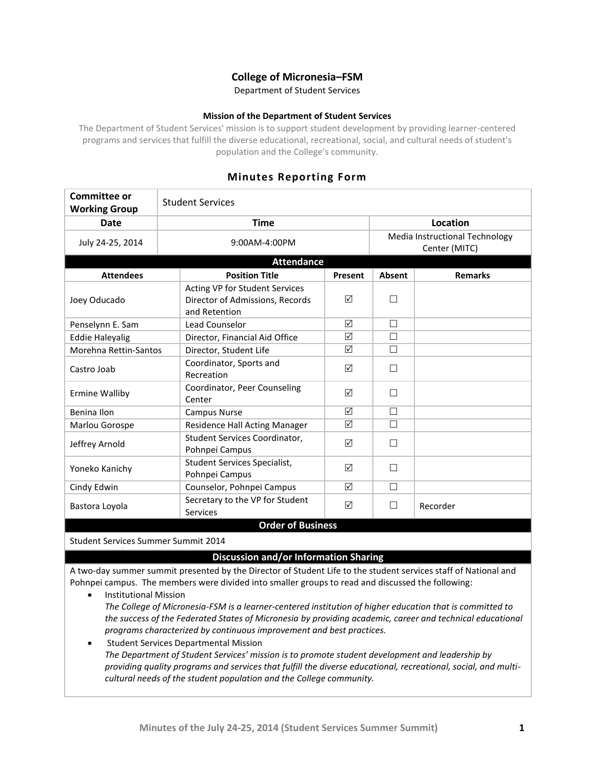# College of Micronesia–FSM

Department of Student Services

**Mission of the Department of Student Services**

The Department of Student Services' mission is to support student development by providing learner-centered programs and services that fulfill the diverse educational, recreational, social, and cultural needs of student's population and the College's community.

## Minutes Reporting Form

| **Committee or Working Group** | Student Services | |
|---|---|---|
| **Date** | **Time** | **Location** |
| July 24-25, 2014 | 9:00AM-4:00PM | Media Instructional Technology Center (MITC) |

**Attendance**

| Attendees | Position Title | Present | Absent | Remarks |
|---|---|---|---|---|
| Joey Oducado | Acting VP for Student Services Director of Admissions, Records and Retention | ☑ | ☐ | |
| Penselynn E. Sam | Lead Counselor | ☑ | ☐ | |
| Eddie Haleyalig | Director, Financial Aid Office | ☑ | ☐ | |
| Morehna Rettin-Santos | Director, Student Life | ☑ | ☐ | |
| Castro Joab | Coordinator, Sports and Recreation | ☑ | ☐ | |
| Ermine Walliby | Coordinator, Peer Counseling Center | ☑ | ☐ | |
| Benina Ilon | Campus Nurse | ☑ | ☐ | |
| Marlou Gorospe | Residence Hall Acting Manager | ☑ | ☐ | |
| Jeffrey Arnold | Student Services Coordinator, Pohnpei Campus | ☑ | ☐ | |
| Yoneko Kanichy | Student Services Specialist, Pohnpei Campus | ☑ | ☐ | |
| Cindy Edwin | Counselor, Pohnpei Campus | ☑ | ☐ | |
| Bastora Loyola | Secretary to the VP for Student Services | ☑ | ☐ | Recorder |

**Order of Business**

Student Services Summer Summit 2014

**Discussion and/or Information Sharing**

A two-day summer summit presented by the Director of Student Life to the student services staff of National and Pohnpei campus. The members were divided into smaller groups to read and discussed the following:

- Institutional Mission
  *The College of Micronesia-FSM is a learner-centered institution of higher education that is committed to the success of the Federated States of Micronesia by providing academic, career and technical educational programs characterized by continuous improvement and best practices.*
- Student Services Departmental Mission
  *The Department of Student Services' mission is to promote student development and leadership by providing quality programs and services that fulfill the diverse educational, recreational, social, and multi-cultural needs of the student population and the College community.*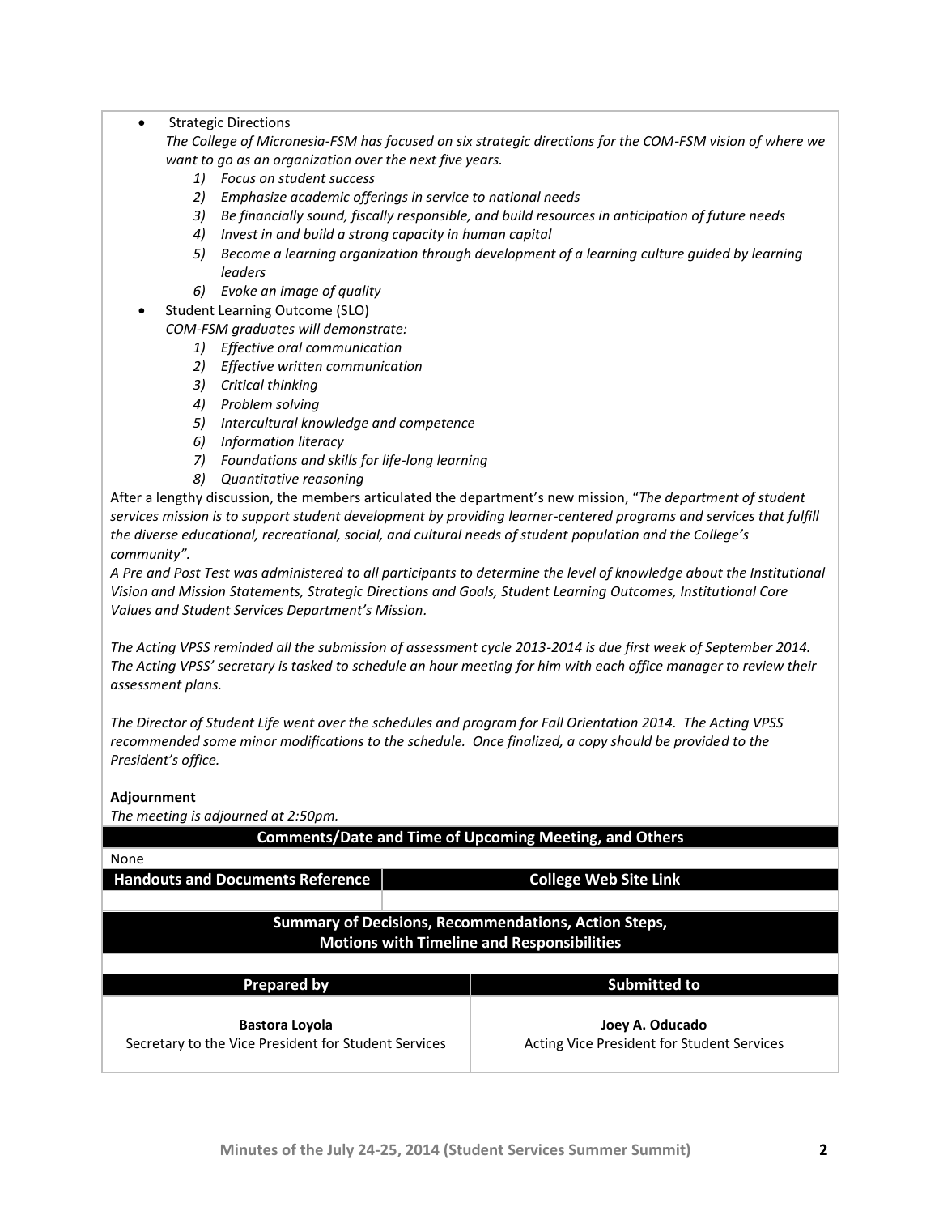- Strategic Directions

  *The College of Micronesia-FSM has focused on six strategic directions for the COM-FSM vision of where we want to go as an organization over the next five years.*

  1) *Focus on student success*
  2) *Emphasize academic offerings in service to national needs*
  3) *Be financially sound, fiscally responsible, and build resources in anticipation of future needs*
  4) *Invest in and build a strong capacity in human capital*
  5) *Become a learning organization through development of a learning culture guided by learning leaders*
  6) *Evoke an image of quality*

- Student Learning Outcome (SLO)

  *COM-FSM graduates will demonstrate:*

  1) *Effective oral communication*
  2) *Effective written communication*
  3) *Critical thinking*
  4) *Problem solving*
  5) *Intercultural knowledge and competence*
  6) *Information literacy*
  7) *Foundations and skills for life-long learning*
  8) *Quantitative reasoning*

After a lengthy discussion, the members articulated the department's new mission, "*The department of student services mission is to support student development by providing learner-centered programs and services that fulfill the diverse educational, recreational, social, and cultural needs of student population and the College's community".*

*A Pre and Post Test was administered to all participants to determine the level of knowledge about the Institutional Vision and Mission Statements, Strategic Directions and Goals, Student Learning Outcomes, Institutional Core Values and Student Services Department's Mission.*

*The Acting VPSS reminded all the submission of assessment cycle 2013-2014 is due first week of September 2014. The Acting VPSS' secretary is tasked to schedule an hour meeting for him with each office manager to review their assessment plans.*

*The Director of Student Life went over the schedules and program for Fall Orientation 2014. The Acting VPSS recommended some minor modifications to the schedule. Once finalized, a copy should be provided to the President's office.*

**Adjournment**

*The meeting is adjourned at 2:50pm.*

| **Comments/Date and Time of Upcoming Meeting, and Others** |
| --- |
| None |

| **Handouts and Documents Reference** | **College Web Site Link** |
| --- | --- |
| | |

| **Summary of Decisions, Recommendations, Action Steps, Motions with Timeline and Responsibilities** |
| --- |
| |

| **Prepared by** | **Submitted to** |
| --- | --- |
| **Bastora Loyola**<br>Secretary to the Vice President for Student Services | **Joey A. Oducado**<br>Acting Vice President for Student Services |